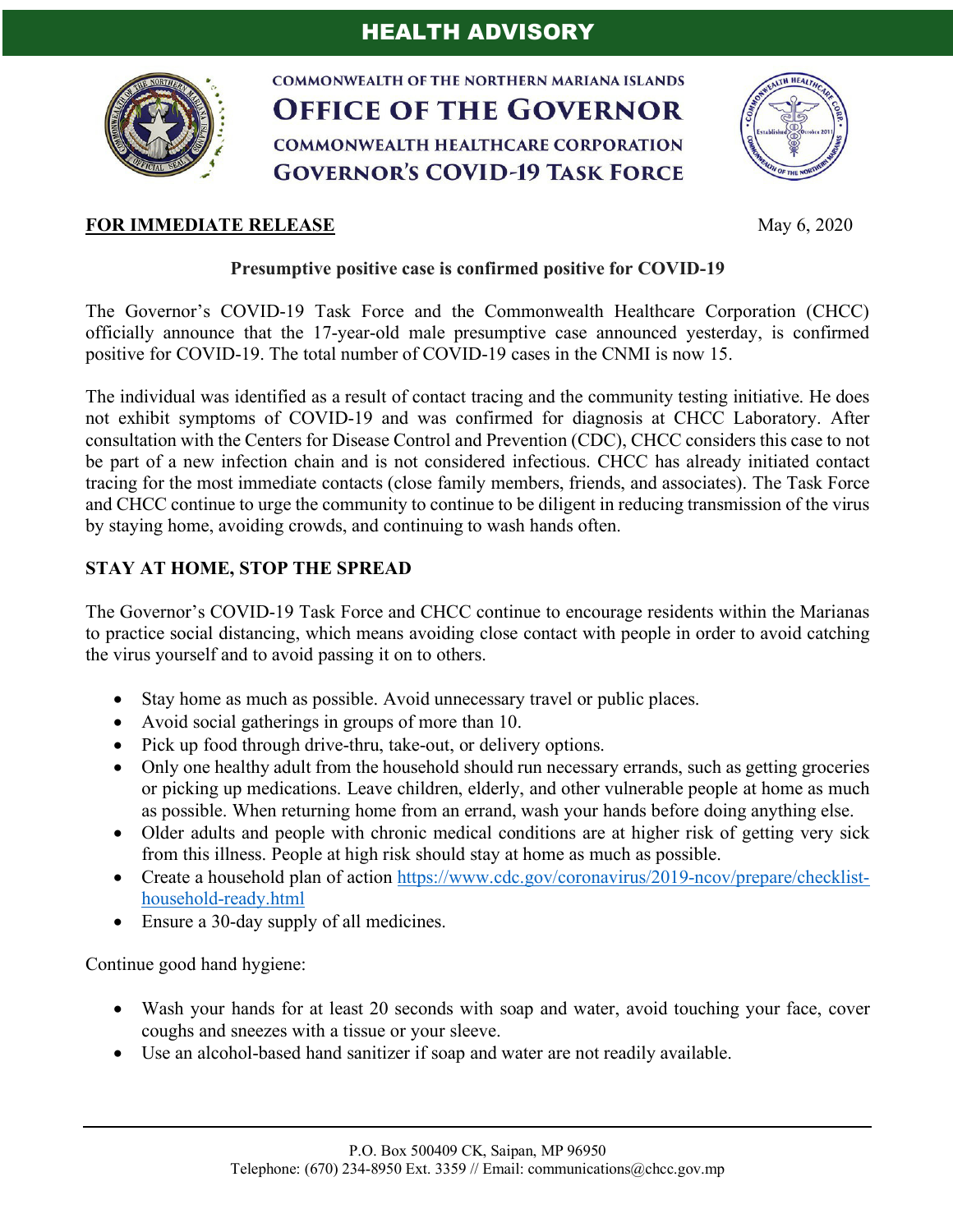# HEALTH ADVISORY

**COMMONWEALTH OF THE NORTHERN MARIANA ISLANDS**

**OFFICE OF THE GOVERNOR**

**COMMONWEALTH HEALTHCARE CORPORATION**

**GOVERNOR'S COVID-19 TASK FORCE**

**FOR IMMEDIATE RELEASE** May 6, 2020

**Presumptive positive case is confirmed positive for COVID-19**

The Governor's COVID-19 Task Force and the Commonwealth Healthcare Corporation (CHCC) officially announce that the 17-year-old male presumptive case announced yesterday, is confirmed positive for COVID-19. The total number of COVID-19 cases in the CNMI is now 15.

The individual was identified as a result of contact tracing and the community testing initiative. He does not exhibit symptoms of COVID-19 and was confirmed for diagnosis at CHCC Laboratory. After consultation with the Centers for Disease Control and Prevention (CDC), CHCC considers this case to not be part of a new infection chain and is not considered infectious. CHCC has already initiated contact tracing for the most immediate contacts (close family members, friends, and associates). The Task Force and CHCC continue to urge the community to continue to be diligent in reducing transmission of the virus by staying home, avoiding crowds, and continuing to wash hands often.

## STAY AT HOME, STOP THE SPREAD

The Governor's COVID-19 Task Force and CHCC continue to encourage residents within the Marianas to practice social distancing, which means avoiding close contact with people in order to avoid catching the virus yourself and to avoid passing it on to others.

- Stay home as much as possible. Avoid unnecessary travel or public places.
- Avoid social gatherings in groups of more than 10.
- Pick up food through drive-thru, take-out, or delivery options.
- Only one healthy adult from the household should run necessary errands, such as getting groceries or picking up medications. Leave children, elderly, and other vulnerable people at home as much as possible. When returning home from an errand, wash your hands before doing anything else.
- Older adults and people with chronic medical conditions are at higher risk of getting very sick from this illness. People at high risk should stay at home as much as possible.
- Create a household plan of action https://www.cdc.gov/coronavirus/2019-ncov/prepare/checklist-household-ready.html
- Ensure a 30-day supply of all medicines.

Continue good hand hygiene:

- Wash your hands for at least 20 seconds with soap and water, avoid touching your face, cover coughs and sneezes with a tissue or your sleeve.
- Use an alcohol-based hand sanitizer if soap and water are not readily available.

P.O. Box 500409 CK, Saipan, MP 96950
Telephone: (670) 234-8950 Ext. 3359 // Email: communications@chcc.gov.mp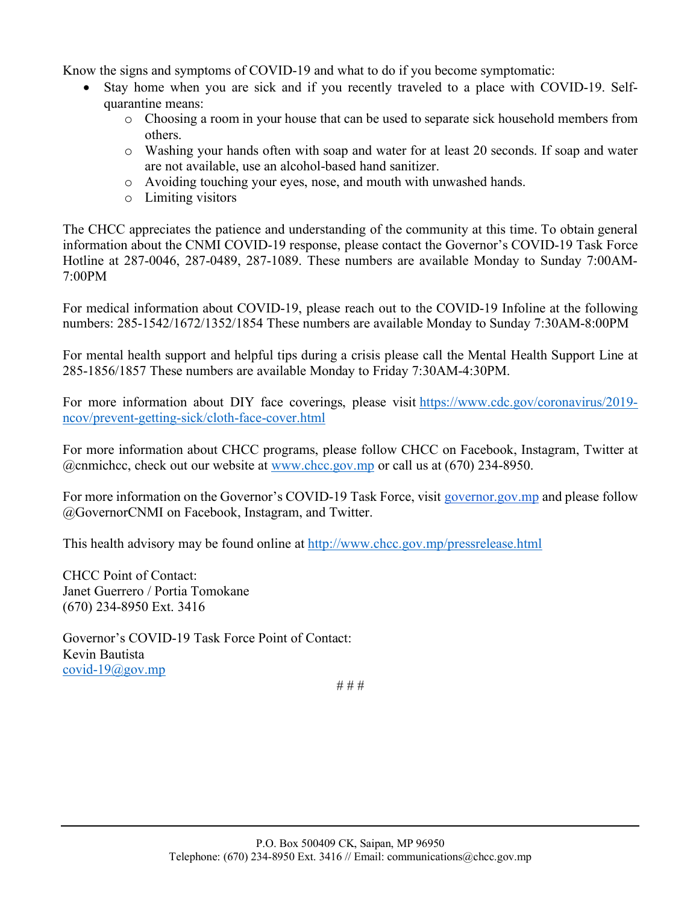Know the signs and symptoms of COVID-19 and what to do if you become symptomatic:

- Stay home when you are sick and if you recently traveled to a place with COVID-19. Self-quarantine means:
    - Choosing a room in your house that can be used to separate sick household members from others.
    - Washing your hands often with soap and water for at least 20 seconds. If soap and water are not available, use an alcohol-based hand sanitizer.
    - Avoiding touching your eyes, nose, and mouth with unwashed hands.
    - Limiting visitors

The CHCC appreciates the patience and understanding of the community at this time. To obtain general information about the CNMI COVID-19 response, please contact the Governor's COVID-19 Task Force Hotline at 287-0046, 287-0489, 287-1089. These numbers are available Monday to Sunday 7:00AM-7:00PM

For medical information about COVID-19, please reach out to the COVID-19 Infoline at the following numbers: 285-1542/1672/1352/1854 These numbers are available Monday to Sunday 7:30AM-8:00PM

For mental health support and helpful tips during a crisis please call the Mental Health Support Line at 285-1856/1857 These numbers are available Monday to Friday 7:30AM-4:30PM.

For more information about DIY face coverings, please visit https://www.cdc.gov/coronavirus/2019-ncov/prevent-getting-sick/cloth-face-cover.html

For more information about CHCC programs, please follow CHCC on Facebook, Instagram, Twitter at @cnmichcc, check out our website at www.chcc.gov.mp or call us at (670) 234-8950.

For more information on the Governor's COVID-19 Task Force, visit governor.gov.mp and please follow @GovernorCNMI on Facebook, Instagram, and Twitter.

This health advisory may be found online at http://www.chcc.gov.mp/pressrelease.html

CHCC Point of Contact:
Janet Guerrero / Portia Tomokane
(670) 234-8950 Ext. 3416

Governor's COVID-19 Task Force Point of Contact:
Kevin Bautista
covid-19@gov.mp

# # #

P.O. Box 500409 CK, Saipan, MP 96950
Telephone: (670) 234-8950 Ext. 3416 // Email: communications@chcc.gov.mp